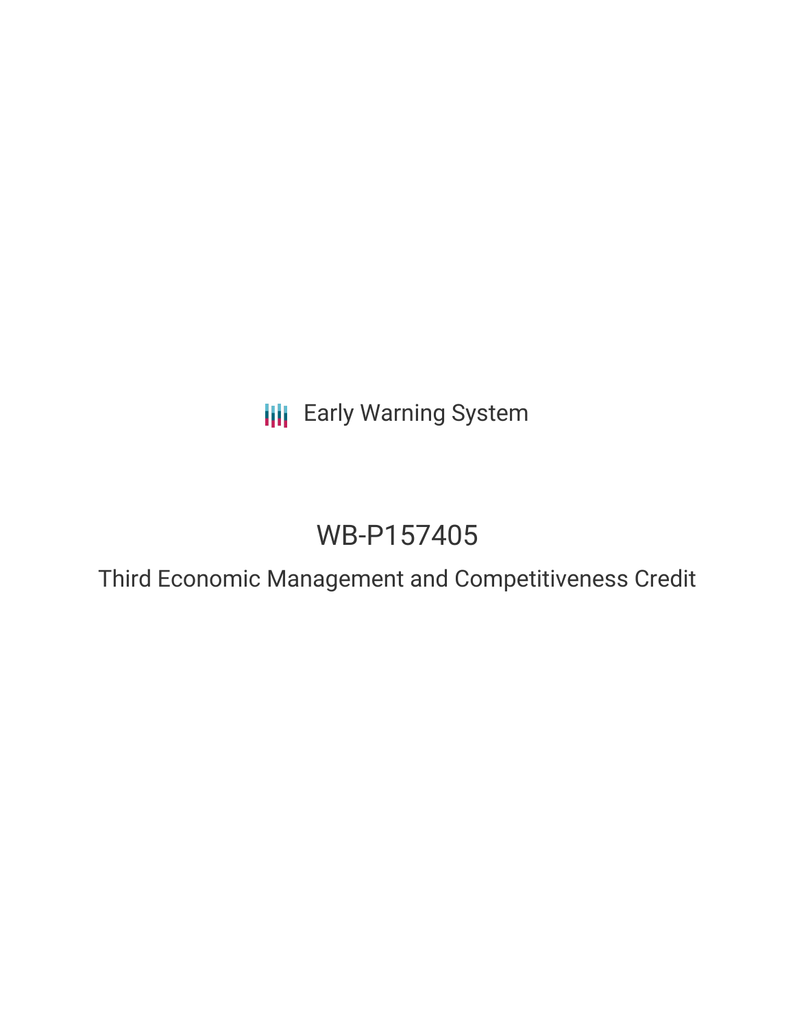Early Warning System

# WB-P157405

## Third Economic Management and Competitiveness Credit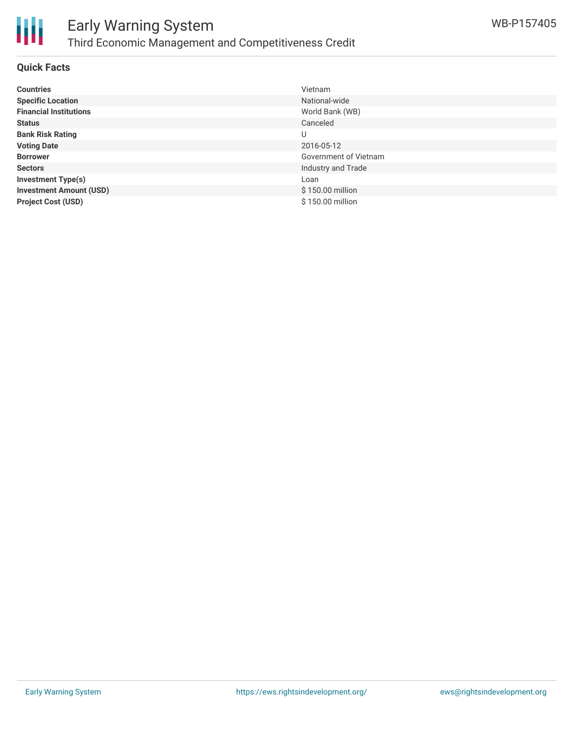# Early Warning System

## Third Economic Management and Competitiveness Credit

WB-P157405

### Quick Facts

| | |
|---|---|
| **Countries** | Vietnam |
| **Specific Location** | National-wide |
| **Financial Institutions** | World Bank (WB) |
| **Status** | Canceled |
| **Bank Risk Rating** | U |
| **Voting Date** | 2016-05-12 |
| **Borrower** | Government of Vietnam |
| **Sectors** | Industry and Trade |
| **Investment Type(s)** | Loan |
| **Investment Amount (USD)** | $ 150.00 million |
| **Project Cost (USD)** | $ 150.00 million |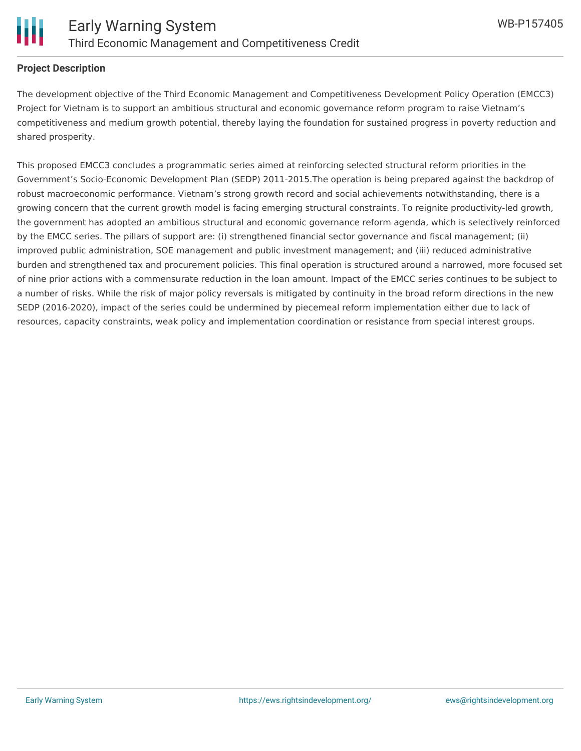**Project Description**

The development objective of the Third Economic Management and Competitiveness Development Policy Operation (EMCC3) Project for Vietnam is to support an ambitious structural and economic governance reform program to raise Vietnam's competitiveness and medium growth potential, thereby laying the foundation for sustained progress in poverty reduction and shared prosperity.

This proposed EMCC3 concludes a programmatic series aimed at reinforcing selected structural reform priorities in the Government's Socio-Economic Development Plan (SEDP) 2011-2015.The operation is being prepared against the backdrop of robust macroeconomic performance. Vietnam's strong growth record and social achievements notwithstanding, there is a growing concern that the current growth model is facing emerging structural constraints. To reignite productivity-led growth, the government has adopted an ambitious structural and economic governance reform agenda, which is selectively reinforced by the EMCC series. The pillars of support are: (i) strengthened financial sector governance and fiscal management; (ii) improved public administration, SOE management and public investment management; and (iii) reduced administrative burden and strengthened tax and procurement policies. This final operation is structured around a narrowed, more focused set of nine prior actions with a commensurate reduction in the loan amount. Impact of the EMCC series continues to be subject to a number of risks. While the risk of major policy reversals is mitigated by continuity in the broad reform directions in the new SEDP (2016-2020), impact of the series could be undermined by piecemeal reform implementation either due to lack of resources, capacity constraints, weak policy and implementation coordination or resistance from special interest groups.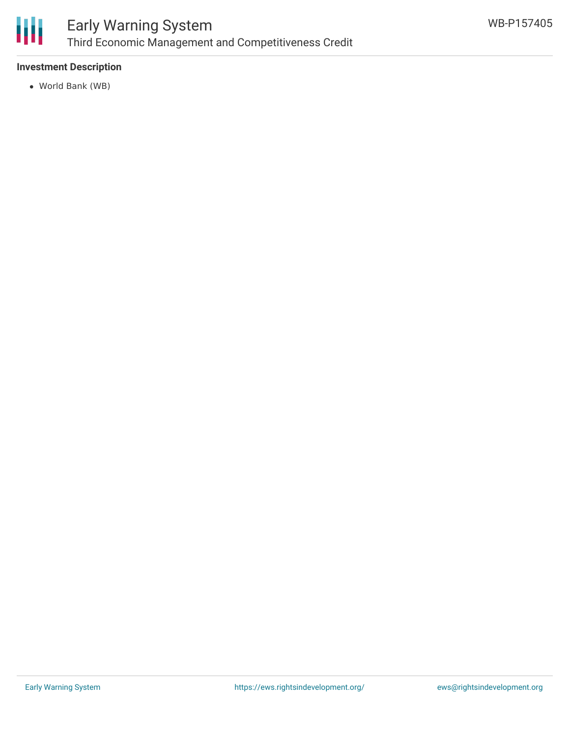### Investment Description

- World Bank (WB)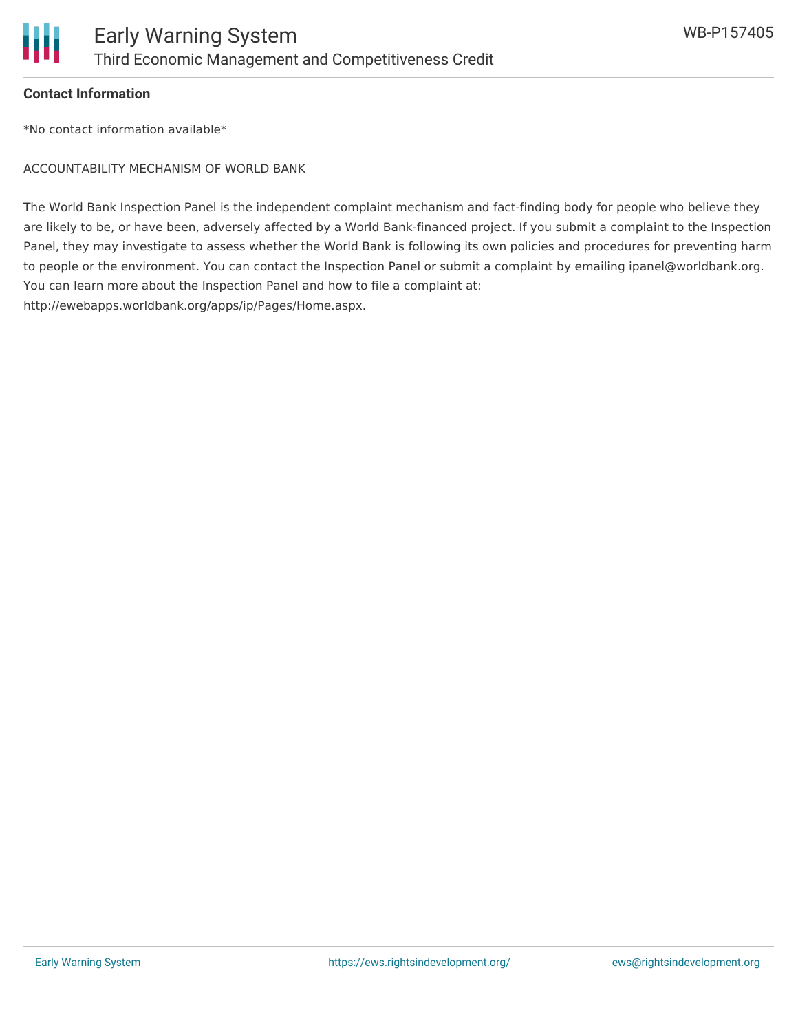**Contact Information**

*No contact information available*

ACCOUNTABILITY MECHANISM OF WORLD BANK

The World Bank Inspection Panel is the independent complaint mechanism and fact-finding body for people who believe they are likely to be, or have been, adversely affected by a World Bank-financed project. If you submit a complaint to the Inspection Panel, they may investigate to assess whether the World Bank is following its own policies and procedures for preventing harm to people or the environment. You can contact the Inspection Panel or submit a complaint by emailing ipanel@worldbank.org. You can learn more about the Inspection Panel and how to file a complaint at: http://ewebapps.worldbank.org/apps/ip/Pages/Home.aspx.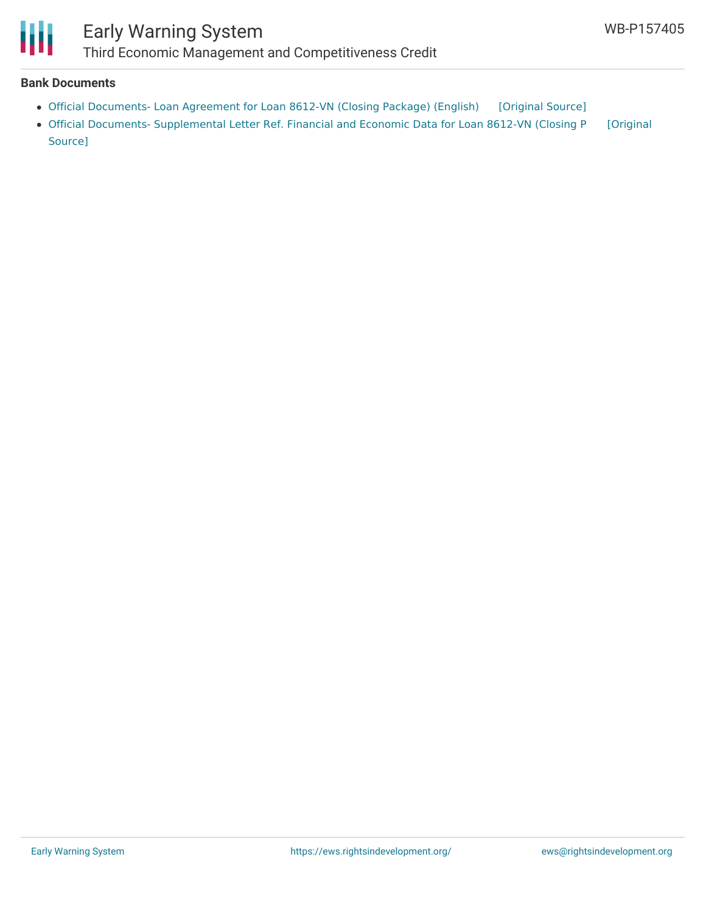### Bank Documents

- Official Documents- Loan Agreement for Loan 8612-VN (Closing Package) (English) [Original Source]
- Official Documents- Supplemental Letter Ref. Financial and Economic Data for Loan 8612-VN (Closing P [Original Source]